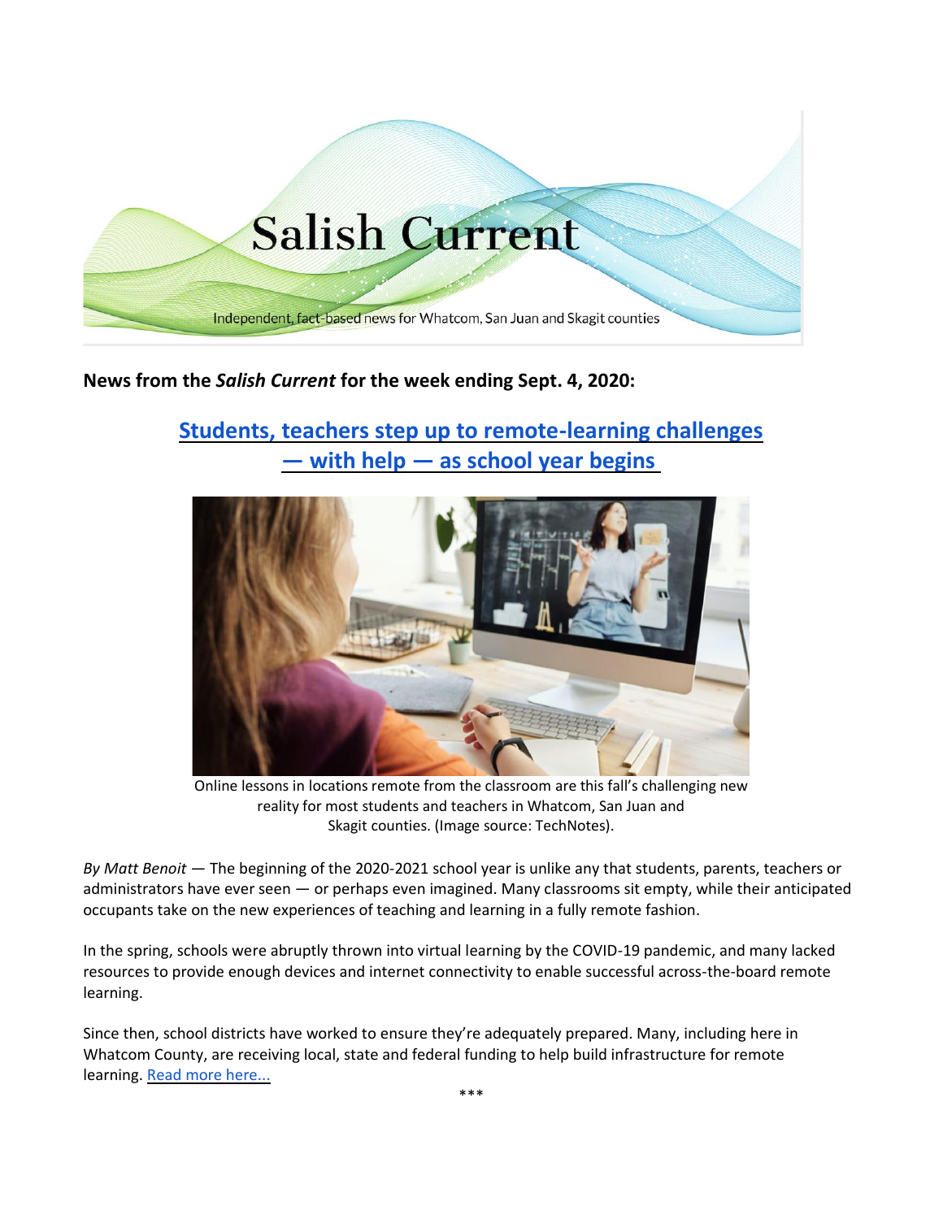Salish Current

Independent, fact-based news for Whatcom, San Juan and Skagit counties

**News from the *Salish Current* for the week ending Sept. 4, 2020:**

## [Students, teachers step up to remote-learning challenges — with help — as school year begins]

Online lessons in locations remote from the classroom are this fall's challenging new reality for most students and teachers in Whatcom, San Juan and Skagit counties. (Image source: TechNotes).

*By Matt Benoit* — The beginning of the 2020-2021 school year is unlike any that students, parents, teachers or administrators have ever seen — or perhaps even imagined. Many classrooms sit empty, while their anticipated occupants take on the new experiences of teaching and learning in a fully remote fashion.

In the spring, schools were abruptly thrown into virtual learning by the COVID-19 pandemic, and many lacked resources to provide enough devices and internet connectivity to enable successful across-the-board remote learning.

Since then, school districts have worked to ensure they're adequately prepared. Many, including here in Whatcom County, are receiving local, state and federal funding to help build infrastructure for remote learning. [Read more here...]

\*\*\*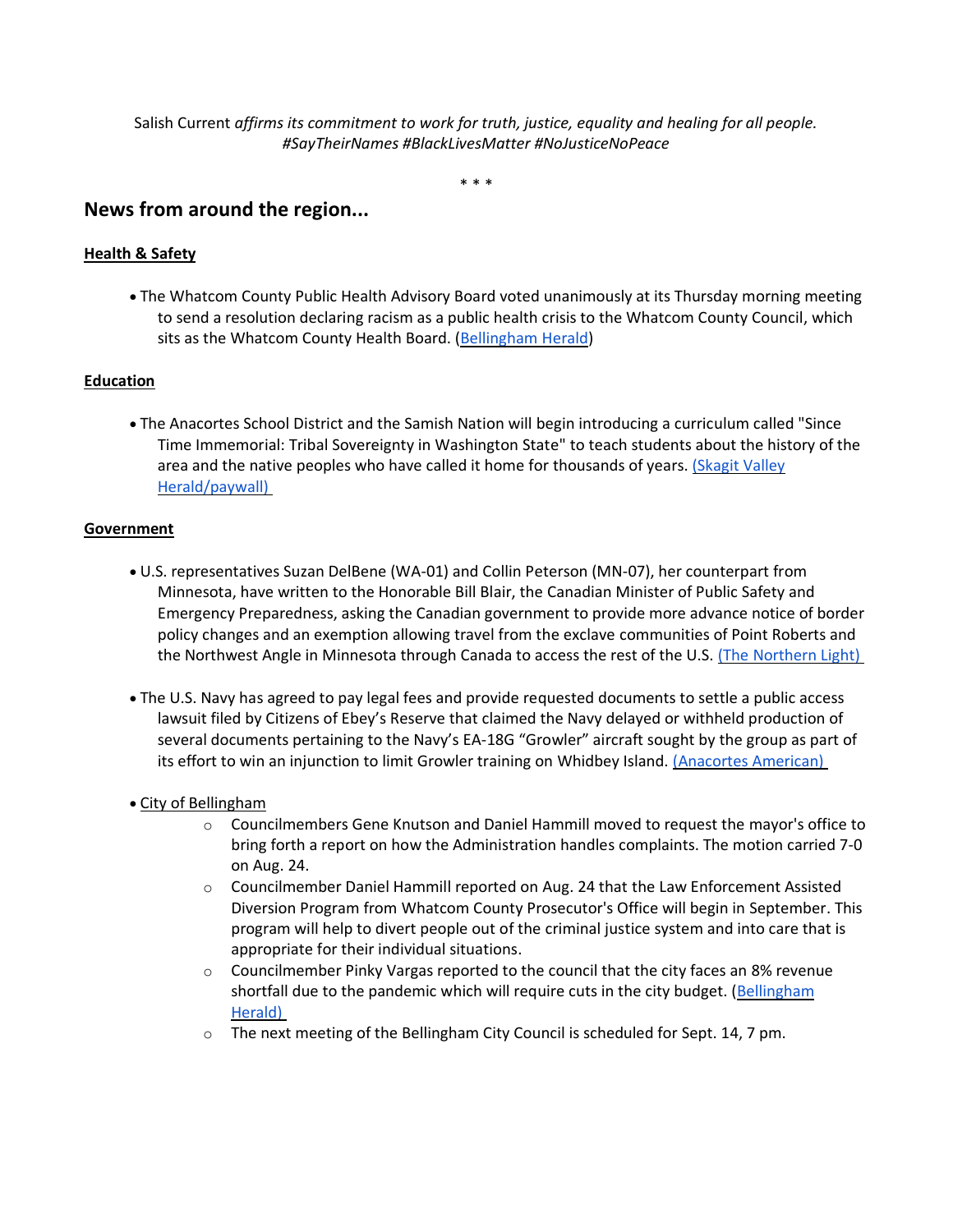Salish Current *affirms its commitment to work for truth, justice, equality and healing for all people. #SayTheirNames #BlackLivesMatter #NoJusticeNoPeace*

\* \* \*

## News from around the region...

**Health & Safety**

- The Whatcom County Public Health Advisory Board voted unanimously at its Thursday morning meeting to send a resolution declaring racism as a public health crisis to the Whatcom County Council, which sits as the Whatcom County Health Board. (Bellingham Herald)

**Education**

- The Anacortes School District and the Samish Nation will begin introducing a curriculum called "Since Time Immemorial: Tribal Sovereignty in Washington State" to teach students about the history of the area and the native peoples who have called it home for thousands of years. (Skagit Valley Herald/paywall)

**Government**

- U.S. representatives Suzan DelBene (WA-01) and Collin Peterson (MN-07), her counterpart from Minnesota, have written to the Honorable Bill Blair, the Canadian Minister of Public Safety and Emergency Preparedness, asking the Canadian government to provide more advance notice of border policy changes and an exemption allowing travel from the exclave communities of Point Roberts and the Northwest Angle in Minnesota through Canada to access the rest of the U.S. (The Northern Light)

- The U.S. Navy has agreed to pay legal fees and provide requested documents to settle a public access lawsuit filed by Citizens of Ebey's Reserve that claimed the Navy delayed or withheld production of several documents pertaining to the Navy's EA-18G "Growler" aircraft sought by the group as part of its effort to win an injunction to limit Growler training on Whidbey Island. (Anacortes American)

- City of Bellingham
    - Councilmembers Gene Knutson and Daniel Hammill moved to request the mayor's office to bring forth a report on how the Administration handles complaints. The motion carried 7-0 on Aug. 24.
    - Councilmember Daniel Hammill reported on Aug. 24 that the Law Enforcement Assisted Diversion Program from Whatcom County Prosecutor's Office will begin in September. This program will help to divert people out of the criminal justice system and into care that is appropriate for their individual situations.
    - Councilmember Pinky Vargas reported to the council that the city faces an 8% revenue shortfall due to the pandemic which will require cuts in the city budget. (Bellingham Herald)
    - The next meeting of the Bellingham City Council is scheduled for Sept. 14, 7 pm.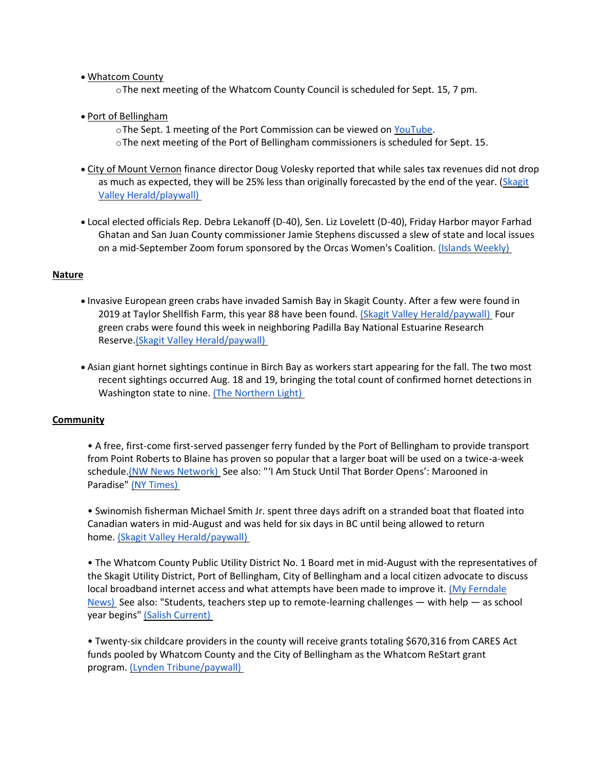- Whatcom County
  - The next meeting of the Whatcom County Council is scheduled for Sept. 15, 7 pm.

- Port of Bellingham
  - The Sept. 1 meeting of the Port Commission can be viewed on YouTube.
  - The next meeting of the Port of Bellingham commissioners is scheduled for Sept. 15.

- City of Mount Vernon finance director Doug Volesky reported that while sales tax revenues did not drop as much as expected, they will be 25% less than originally forecasted by the end of the year. (Skagit Valley Herald/playwall)

- Local elected officials Rep. Debra Lekanoff (D-40), Sen. Liz Lovelett (D-40), Friday Harbor mayor Farhad Ghatan and San Juan County commissioner Jamie Stephens discussed a slew of state and local issues on a mid-September Zoom forum sponsored by the Orcas Women's Coalition. (Islands Weekly)

**Nature**

- Invasive European green crabs have invaded Samish Bay in Skagit County. After a few were found in 2019 at Taylor Shellfish Farm, this year 88 have been found. (Skagit Valley Herald/paywall) Four green crabs were found this week in neighboring Padilla Bay National Estuarine Research Reserve.(Skagit Valley Herald/paywall)

- Asian giant hornet sightings continue in Birch Bay as workers start appearing for the fall. The two most recent sightings occurred Aug. 18 and 19, bringing the total count of confirmed hornet detections in Washington state to nine. (The Northern Light)

**Community**

- A free, first-come first-served passenger ferry funded by the Port of Bellingham to provide transport from Point Roberts to Blaine has proven so popular that a larger boat will be used on a twice-a-week schedule.(NW News Network) See also: "'I Am Stuck Until That Border Opens': Marooned in Paradise" (NY Times)

- Swinomish fisherman Michael Smith Jr. spent three days adrift on a stranded boat that floated into Canadian waters in mid-August and was held for six days in BC until being allowed to return home. (Skagit Valley Herald/paywall)

- The Whatcom County Public Utility District No. 1 Board met in mid-August with the representatives of the Skagit Utility District, Port of Bellingham, City of Bellingham and a local citizen advocate to discuss local broadband internet access and what attempts have been made to improve it. (My Ferndale News) See also: "Students, teachers step up to remote-learning challenges — with help — as school year begins" (Salish Current)

- Twenty-six childcare providers in the county will receive grants totaling $670,316 from CARES Act funds pooled by Whatcom County and the City of Bellingham as the Whatcom ReStart grant program. (Lynden Tribune/paywall)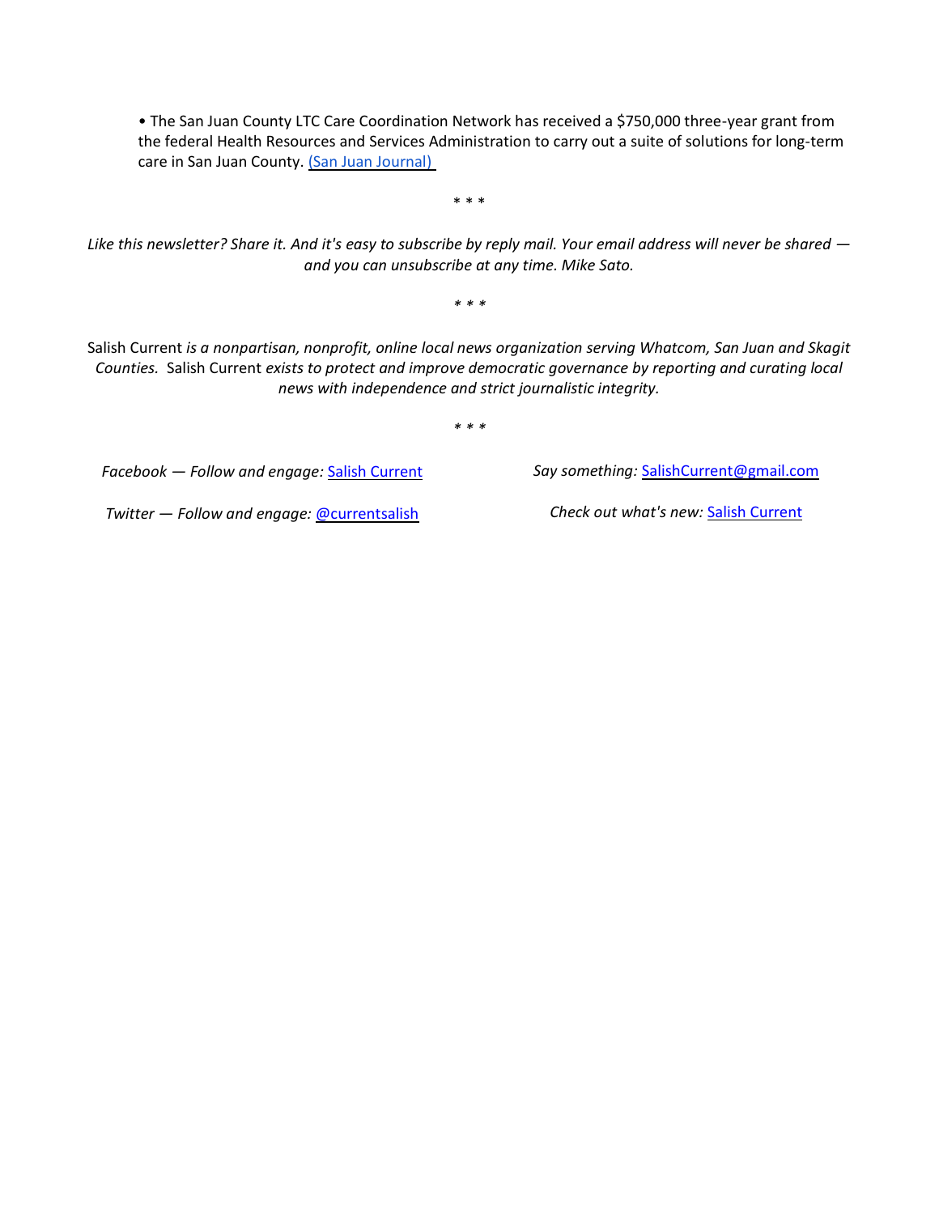• The San Juan County LTC Care Coordination Network has received a $750,000 three-year grant from the federal Health Resources and Services Administration to carry out a suite of solutions for long-term care in San Juan County. (San Juan Journal)

* * *

*Like this newsletter? Share it. And it's easy to subscribe by reply mail. Your email address will never be shared — and you can unsubscribe at any time. Mike Sato.*

* * *

Salish Current *is a nonpartisan, nonprofit, online local news organization serving Whatcom, San Juan and Skagit Counties.* Salish Current *exists to protect and improve democratic governance by reporting and curating local news with independence and strict journalistic integrity.*

* * *

*Facebook — Follow and engage:* Salish Current

*Twitter — Follow and engage:* @currentsalish

*Say something:* SalishCurrent@gmail.com

*Check out what's new:* Salish Current